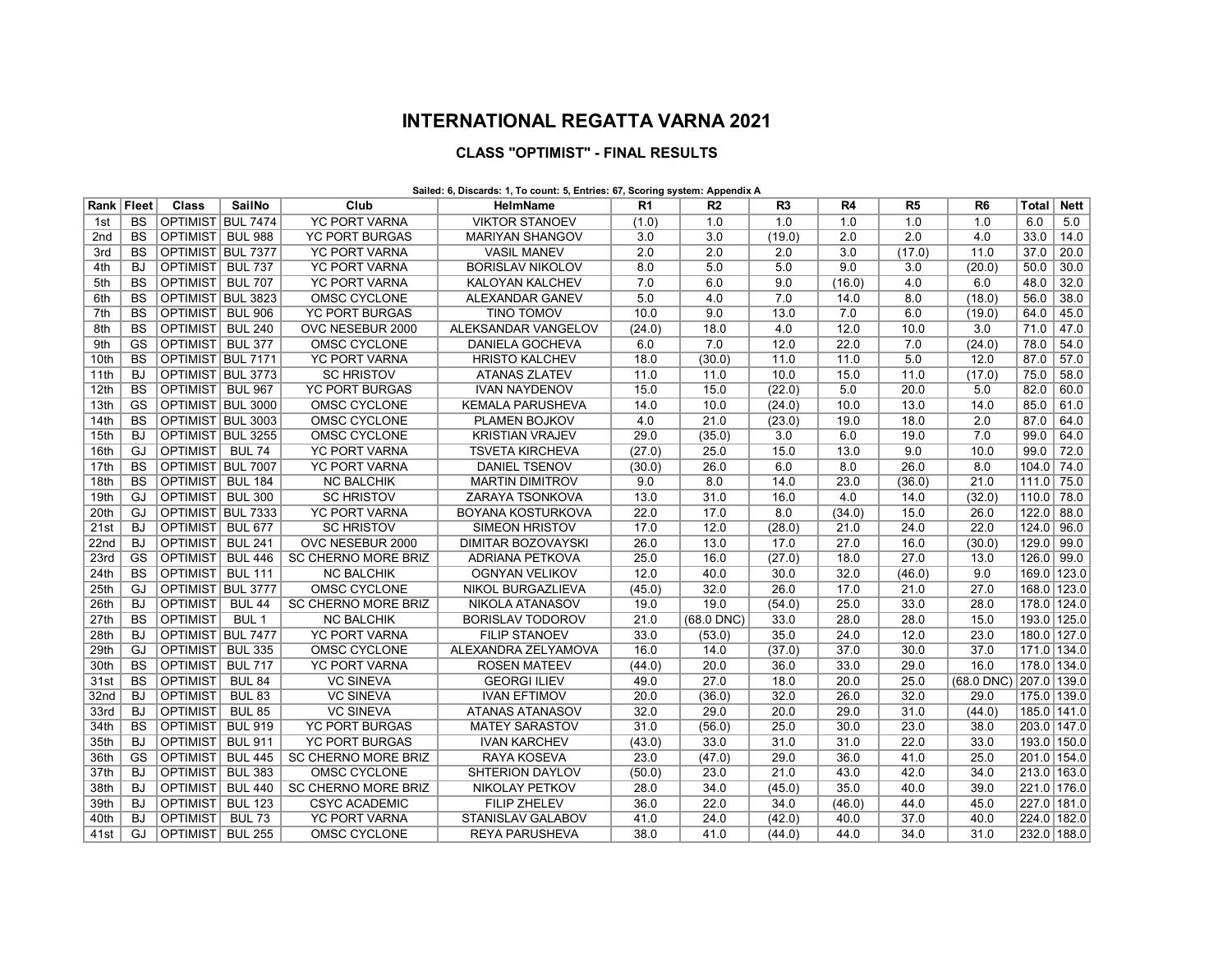# INTERNATIONAL REGATTA VARNA 2021

## CLASS "OPTIMIST" - FINAL RESULTS

**Sailed: 6, Discards: 1, To count: 5, Entries: 67, Scoring system: Appendix A**

| Rank | Fleet | Class | SailNo | Club | HelmName | R1 | R2 | R3 | R4 | R5 | R6 | Total | Nett |
|---|---|---|---|---|---|---|---|---|---|---|---|---|---|
| 1st | BS | OPTIMIST | BUL 7474 | YC PORT VARNA | VIKTOR STANOEV | (1.0) | 1.0 | 1.0 | 1.0 | 1.0 | 1.0 | 6.0 | 5.0 |
| 2nd | BS | OPTIMIST | BUL 988 | YC PORT BURGAS | MARIYAN SHANGOV | 3.0 | 3.0 | (19.0) | 2.0 | 2.0 | 4.0 | 33.0 | 14.0 |
| 3rd | BS | OPTIMIST | BUL 7377 | YC PORT VARNA | VASIL MANEV | 2.0 | 2.0 | 2.0 | 3.0 | (17.0) | 11.0 | 37.0 | 20.0 |
| 4th | BJ | OPTIMIST | BUL 737 | YC PORT VARNA | BORISLAV NIKOLOV | 8.0 | 5.0 | 5.0 | 9.0 | 3.0 | (20.0) | 50.0 | 30.0 |
| 5th | BS | OPTIMIST | BUL 707 | YC PORT VARNA | KALOYAN KALCHEV | 7.0 | 6.0 | 9.0 | (16.0) | 4.0 | 6.0 | 48.0 | 32.0 |
| 6th | BS | OPTIMIST | BUL 3823 | OMSC CYCLONE | ALEXANDAR GANEV | 5.0 | 4.0 | 7.0 | 14.0 | 8.0 | (18.0) | 56.0 | 38.0 |
| 7th | BS | OPTIMIST | BUL 906 | YC PORT BURGAS | TINO TOMOV | 10.0 | 9.0 | 13.0 | 7.0 | 6.0 | (19.0) | 64.0 | 45.0 |
| 8th | BS | OPTIMIST | BUL 240 | OVC NESEBUR 2000 | ALEKSANDAR VANGELOV | (24.0) | 18.0 | 4.0 | 12.0 | 10.0 | 3.0 | 71.0 | 47.0 |
| 9th | GS | OPTIMIST | BUL 377 | OMSC CYCLONE | DANIELA GOCHEVA | 6.0 | 7.0 | 12.0 | 22.0 | 7.0 | (24.0) | 78.0 | 54.0 |
| 10th | BS | OPTIMIST | BUL 7171 | YC PORT VARNA | HRISTO KALCHEV | 18.0 | (30.0) | 11.0 | 11.0 | 5.0 | 12.0 | 87.0 | 57.0 |
| 11th | BJ | OPTIMIST | BUL 3773 | SC HRISTOV | ATANAS ZLATEV | 11.0 | 11.0 | 10.0 | 15.0 | 11.0 | (17.0) | 75.0 | 58.0 |
| 12th | BS | OPTIMIST | BUL 967 | YC PORT BURGAS | IVAN NAYDENOV | 15.0 | 15.0 | (22.0) | 5.0 | 20.0 | 5.0 | 82.0 | 60.0 |
| 13th | GS | OPTIMIST | BUL 3000 | OMSC CYCLONE | KEMALA PARUSHEVA | 14.0 | 10.0 | (24.0) | 10.0 | 13.0 | 14.0 | 85.0 | 61.0 |
| 14th | BS | OPTIMIST | BUL 3003 | OMSC CYCLONE | PLAMEN BOJKOV | 4.0 | 21.0 | (23.0) | 19.0 | 18.0 | 2.0 | 87.0 | 64.0 |
| 15th | BJ | OPTIMIST | BUL 3255 | OMSC CYCLONE | KRISTIAN VRAJEV | 29.0 | (35.0) | 3.0 | 6.0 | 19.0 | 7.0 | 99.0 | 64.0 |
| 16th | GJ | OPTIMIST | BUL 74 | YC PORT VARNA | TSVETA KIRCHEVA | (27.0) | 25.0 | 15.0 | 13.0 | 9.0 | 10.0 | 99.0 | 72.0 |
| 17th | BS | OPTIMIST | BUL 7007 | YC PORT VARNA | DANIEL TSENOV | (30.0) | 26.0 | 6.0 | 8.0 | 26.0 | 8.0 | 104.0 | 74.0 |
| 18th | BS | OPTIMIST | BUL 184 | NC BALCHIK | MARTIN DIMITROV | 9.0 | 8.0 | 14.0 | 23.0 | (36.0) | 21.0 | 111.0 | 75.0 |
| 19th | GJ | OPTIMIST | BUL 300 | SC HRISTOV | ZARAYA TSONKOVA | 13.0 | 31.0 | 16.0 | 4.0 | 14.0 | (32.0) | 110.0 | 78.0 |
| 20th | GJ | OPTIMIST | BUL 7333 | YC PORT VARNA | BOYANA KOSTURKOVA | 22.0 | 17.0 | 8.0 | (34.0) | 15.0 | 26.0 | 122.0 | 88.0 |
| 21st | BJ | OPTIMIST | BUL 677 | SC HRISTOV | SIMEON HRISTOV | 17.0 | 12.0 | (28.0) | 21.0 | 24.0 | 22.0 | 124.0 | 96.0 |
| 22nd | BJ | OPTIMIST | BUL 241 | OVC NESEBUR 2000 | DIMITAR BOZOVAYSKI | 26.0 | 13.0 | 17.0 | 27.0 | 16.0 | (30.0) | 129.0 | 99.0 |
| 23rd | GS | OPTIMIST | BUL 446 | SC CHERNO MORE BRIZ | ADRIANA PETKOVA | 25.0 | 16.0 | (27.0) | 18.0 | 27.0 | 13.0 | 126.0 | 99.0 |
| 24th | BS | OPTIMIST | BUL 111 | NC BALCHIK | OGNYAN VELIKOV | 12.0 | 40.0 | 30.0 | 32.0 | (46.0) | 9.0 | 169.0 | 123.0 |
| 25th | GJ | OPTIMIST | BUL 3777 | OMSC CYCLONE | NIKOL BURGAZLIEVA | (45.0) | 32.0 | 26.0 | 17.0 | 21.0 | 27.0 | 168.0 | 123.0 |
| 26th | BJ | OPTIMIST | BUL 44 | SC CHERNO MORE BRIZ | NIKOLA ATANASOV | 19.0 | 19.0 | (54.0) | 25.0 | 33.0 | 28.0 | 178.0 | 124.0 |
| 27th | BS | OPTIMIST | BUL 1 | NC BALCHIK | BORISLAV TODOROV | 21.0 | (68.0 DNC) | 33.0 | 28.0 | 28.0 | 15.0 | 193.0 | 125.0 |
| 28th | BJ | OPTIMIST | BUL 7477 | YC PORT VARNA | FILIP STANOEV | 33.0 | (53.0) | 35.0 | 24.0 | 12.0 | 23.0 | 180.0 | 127.0 |
| 29th | GJ | OPTIMIST | BUL 335 | OMSC CYCLONE | ALEXANDRA ZELYAMOVA | 16.0 | 14.0 | (37.0) | 37.0 | 30.0 | 37.0 | 171.0 | 134.0 |
| 30th | BS | OPTIMIST | BUL 717 | YC PORT VARNA | ROSEN MATEEV | (44.0) | 20.0 | 36.0 | 33.0 | 29.0 | 16.0 | 178.0 | 134.0 |
| 31st | BS | OPTIMIST | BUL 84 | VC SINEVA | GEORGI ILIEV | 49.0 | 27.0 | 18.0 | 20.0 | 25.0 | (68.0 DNC) | 207.0 | 139.0 |
| 32nd | BJ | OPTIMIST | BUL 83 | VC SINEVA | IVAN EFTIMOV | 20.0 | (36.0) | 32.0 | 26.0 | 32.0 | 29.0 | 175.0 | 139.0 |
| 33rd | BJ | OPTIMIST | BUL 85 | VC SINEVA | ATANAS ATANASOV | 32.0 | 29.0 | 20.0 | 29.0 | 31.0 | (44.0) | 185.0 | 141.0 |
| 34th | BS | OPTIMIST | BUL 919 | YC PORT BURGAS | MATEY SARASTOV | 31.0 | (56.0) | 25.0 | 30.0 | 23.0 | 38.0 | 203.0 | 147.0 |
| 35th | BJ | OPTIMIST | BUL 911 | YC PORT BURGAS | IVAN KARCHEV | (43.0) | 33.0 | 31.0 | 31.0 | 22.0 | 33.0 | 193.0 | 150.0 |
| 36th | GS | OPTIMIST | BUL 445 | SC CHERNO MORE BRIZ | RAYA KOSEVA | 23.0 | (47.0) | 29.0 | 36.0 | 41.0 | 25.0 | 201.0 | 154.0 |
| 37th | BJ | OPTIMIST | BUL 383 | OMSC CYCLONE | SHTERION DAYLOV | (50.0) | 23.0 | 21.0 | 43.0 | 42.0 | 34.0 | 213.0 | 163.0 |
| 38th | BJ | OPTIMIST | BUL 440 | SC CHERNO MORE BRIZ | NIKOLAY PETKOV | 28.0 | 34.0 | (45.0) | 35.0 | 40.0 | 39.0 | 221.0 | 176.0 |
| 39th | BJ | OPTIMIST | BUL 123 | CSYC ACADEMIC | FILIP ZHELEV | 36.0 | 22.0 | 34.0 | (46.0) | 44.0 | 45.0 | 227.0 | 181.0 |
| 40th | BJ | OPTIMIST | BUL 73 | YC PORT VARNA | STANISLAV GALABOV | 41.0 | 24.0 | (42.0) | 40.0 | 37.0 | 40.0 | 224.0 | 182.0 |
| 41st | GJ | OPTIMIST | BUL 255 | OMSC CYCLONE | REYA PARUSHEVA | 38.0 | 41.0 | (44.0) | 44.0 | 34.0 | 31.0 | 232.0 | 188.0 |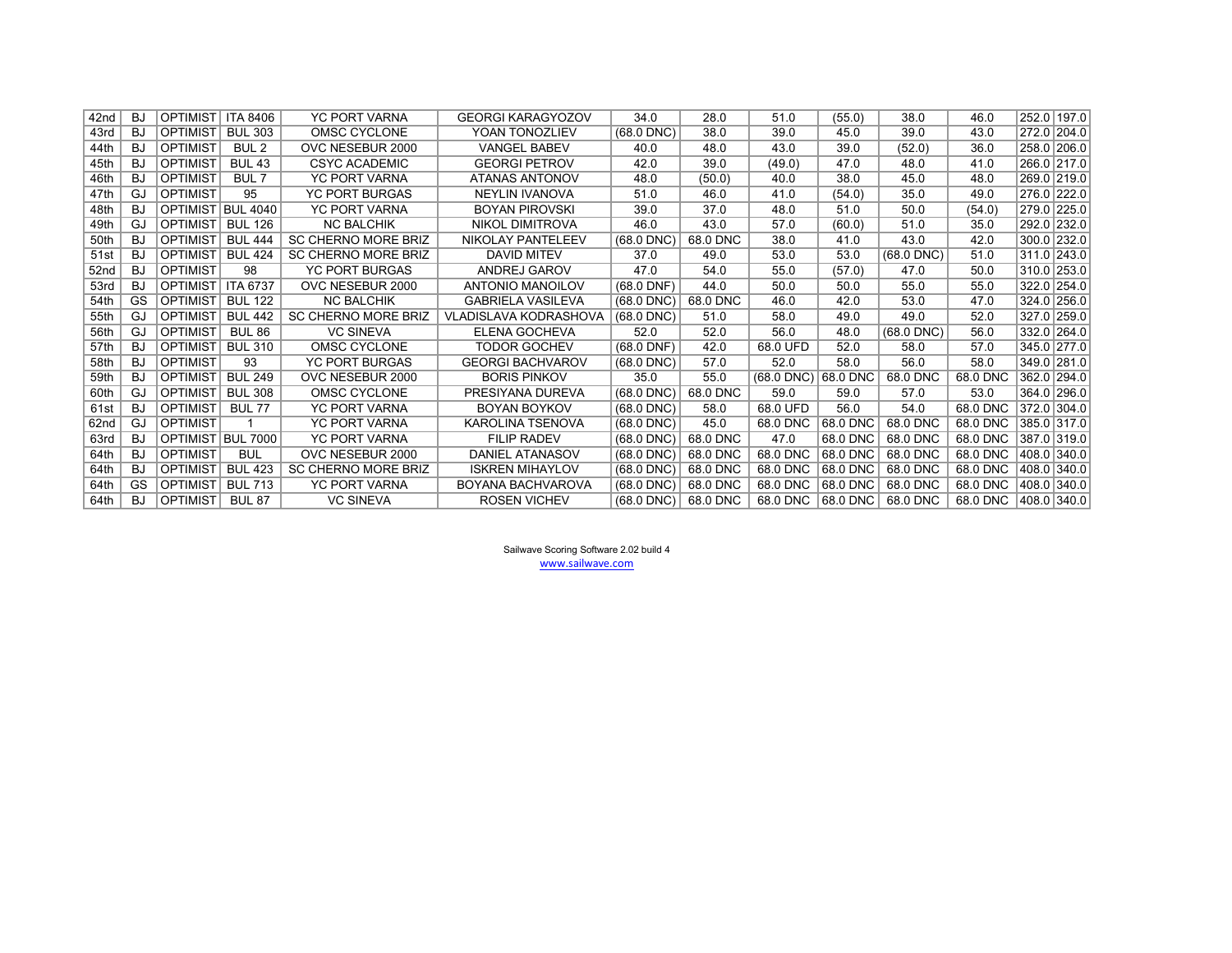| | | | | | | | | | | | | | |
|---|---|---|---|---|---|---|---|---|---|---|---|---|---|
| 42nd | BJ | OPTIMIST | ITA 8406 | YC PORT VARNA | GEORGI KARAGYOZOV | 34.0 | 28.0 | 51.0 | (55.0) | 38.0 | 46.0 | 252.0 | 197.0 |
| 43rd | BJ | OPTIMIST | BUL 303 | OMSC CYCLONE | YOAN TONOZLIEV | (68.0 DNC) | 38.0 | 39.0 | 45.0 | 39.0 | 43.0 | 272.0 | 204.0 |
| 44th | BJ | OPTIMIST | BUL 2 | OVC NESEBUR 2000 | VANGEL BABEV | 40.0 | 48.0 | 43.0 | 39.0 | (52.0) | 36.0 | 258.0 | 206.0 |
| 45th | BJ | OPTIMIST | BUL 43 | CSYC ACADEMIC | GEORGI PETROV | 42.0 | 39.0 | (49.0) | 47.0 | 48.0 | 41.0 | 266.0 | 217.0 |
| 46th | BJ | OPTIMIST | BUL 7 | YC PORT VARNA | ATANAS ANTONOV | 48.0 | (50.0) | 40.0 | 38.0 | 45.0 | 48.0 | 269.0 | 219.0 |
| 47th | GJ | OPTIMIST | 95 | YC PORT BURGAS | NEYLIN IVANOVA | 51.0 | 46.0 | 41.0 | (54.0) | 35.0 | 49.0 | 276.0 | 222.0 |
| 48th | BJ | OPTIMIST | BUL 4040 | YC PORT VARNA | BOYAN PIROVSKI | 39.0 | 37.0 | 48.0 | 51.0 | 50.0 | (54.0) | 279.0 | 225.0 |
| 49th | GJ | OPTIMIST | BUL 126 | NC BALCHIK | NIKOL DIMITROVA | 46.0 | 43.0 | 57.0 | (60.0) | 51.0 | 35.0 | 292.0 | 232.0 |
| 50th | BJ | OPTIMIST | BUL 444 | SC CHERNO MORE BRIZ | NIKOLAY PANTELEEV | (68.0 DNC) | 68.0 DNC | 38.0 | 41.0 | 43.0 | 42.0 | 300.0 | 232.0 |
| 51st | BJ | OPTIMIST | BUL 424 | SC CHERNO MORE BRIZ | DAVID MITEV | 37.0 | 49.0 | 53.0 | 53.0 | (68.0 DNC) | 51.0 | 311.0 | 243.0 |
| 52nd | BJ | OPTIMIST | 98 | YC PORT BURGAS | ANDREJ GAROV | 47.0 | 54.0 | 55.0 | (57.0) | 47.0 | 50.0 | 310.0 | 253.0 |
| 53rd | BJ | OPTIMIST | ITA 6737 | OVC NESEBUR 2000 | ANTONIO MANOILOV | (68.0 DNF) | 44.0 | 50.0 | 50.0 | 55.0 | 55.0 | 322.0 | 254.0 |
| 54th | GS | OPTIMIST | BUL 122 | NC BALCHIK | GABRIELA VASILEVA | (68.0 DNC) | 68.0 DNC | 46.0 | 42.0 | 53.0 | 47.0 | 324.0 | 256.0 |
| 55th | GJ | OPTIMIST | BUL 442 | SC CHERNO MORE BRIZ | VLADISLAVA KODRASHOVA | (68.0 DNC) | 51.0 | 58.0 | 49.0 | 49.0 | 52.0 | 327.0 | 259.0 |
| 56th | GJ | OPTIMIST | BUL 86 | VC SINEVA | ELENA GOCHEVA | 52.0 | 52.0 | 56.0 | 48.0 | (68.0 DNC) | 56.0 | 332.0 | 264.0 |
| 57th | BJ | OPTIMIST | BUL 310 | OMSC CYCLONE | TODOR GOCHEV | (68.0 DNF) | 42.0 | 68.0 UFD | 52.0 | 58.0 | 57.0 | 345.0 | 277.0 |
| 58th | BJ | OPTIMIST | 93 | YC PORT BURGAS | GEORGI BACHVAROV | (68.0 DNC) | 57.0 | 52.0 | 58.0 | 56.0 | 58.0 | 349.0 | 281.0 |
| 59th | BJ | OPTIMIST | BUL 249 | OVC NESEBUR 2000 | BORIS PINKOV | 35.0 | 55.0 | (68.0 DNC) | 68.0 DNC | 68.0 DNC | 68.0 DNC | 362.0 | 294.0 |
| 60th | GJ | OPTIMIST | BUL 308 | OMSC CYCLONE | PRESIYANA DUREVA | (68.0 DNC) | 68.0 DNC | 59.0 | 59.0 | 57.0 | 53.0 | 364.0 | 296.0 |
| 61st | BJ | OPTIMIST | BUL 77 | YC PORT VARNA | BOYAN BOYKOV | (68.0 DNC) | 58.0 | 68.0 UFD | 56.0 | 54.0 | 68.0 DNC | 372.0 | 304.0 |
| 62nd | GJ | OPTIMIST | 1 | YC PORT VARNA | KAROLINA TSENOVA | (68.0 DNC) | 45.0 | 68.0 DNC | 68.0 DNC | 68.0 DNC | 68.0 DNC | 385.0 | 317.0 |
| 63rd | BJ | OPTIMIST | BUL 7000 | YC PORT VARNA | FILIP RADEV | (68.0 DNC) | 68.0 DNC | 47.0 | 68.0 DNC | 68.0 DNC | 68.0 DNC | 387.0 | 319.0 |
| 64th | BJ | OPTIMIST | BUL | OVC NESEBUR 2000 | DANIEL ATANASOV | (68.0 DNC) | 68.0 DNC | 68.0 DNC | 68.0 DNC | 68.0 DNC | 68.0 DNC | 408.0 | 340.0 |
| 64th | BJ | OPTIMIST | BUL 423 | SC CHERNO MORE BRIZ | ISKREN MIHAYLOV | (68.0 DNC) | 68.0 DNC | 68.0 DNC | 68.0 DNC | 68.0 DNC | 68.0 DNC | 408.0 | 340.0 |
| 64th | GS | OPTIMIST | BUL 713 | YC PORT VARNA | BOYANA BACHVAROVA | (68.0 DNC) | 68.0 DNC | 68.0 DNC | 68.0 DNC | 68.0 DNC | 68.0 DNC | 408.0 | 340.0 |
| 64th | BJ | OPTIMIST | BUL 87 | VC SINEVA | ROSEN VICHEV | (68.0 DNC) | 68.0 DNC | 68.0 DNC | 68.0 DNC | 68.0 DNC | 68.0 DNC | 408.0 | 340.0 |

Sailwave Scoring Software 2.02 build 4
www.sailwave.com